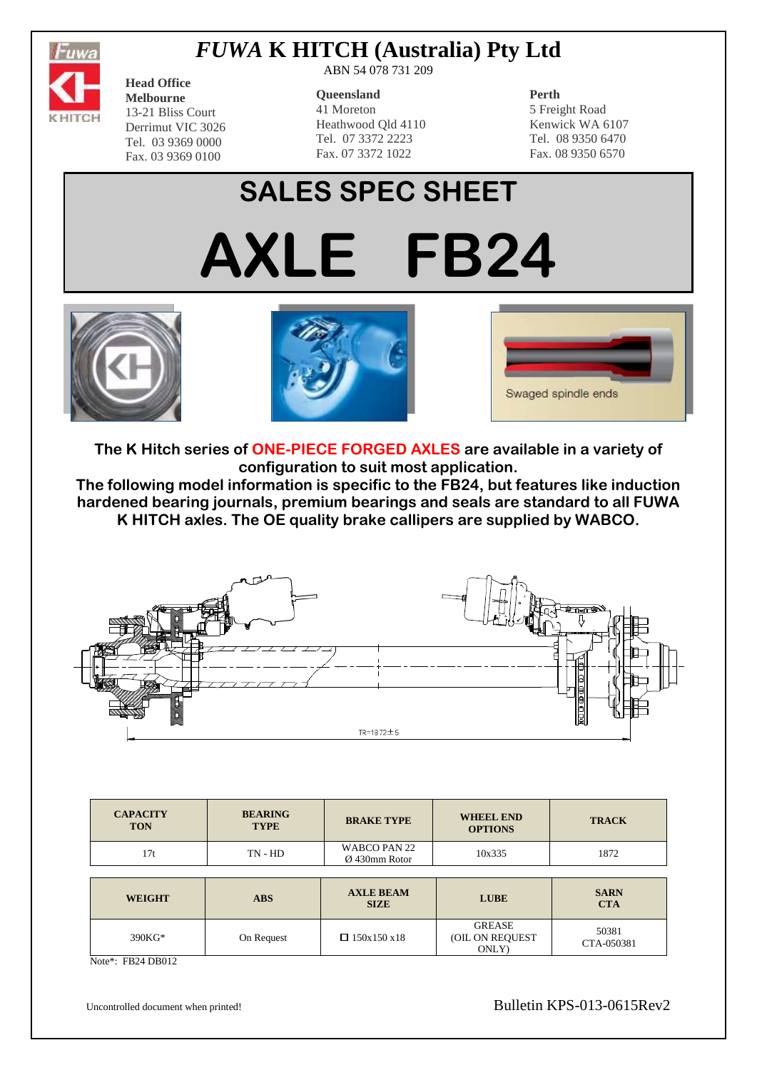# *FUWA* K HITCH (Australia) Pty Ltd

ABN 54 078 731 209

**Head Office Melbourne**
13-21 Bliss Court
Derrimut VIC 3026
Tel. 03 9369 0000
Fax. 03 9369 0100

**Queensland**
41 Moreton
Heathwood Qld 4110
Tel. 07 3372 2223
Fax. 07 3372 1022

**Perth**
5 Freight Road
Kenwick WA 6107
Tel. 08 9350 6470
Fax. 08 9350 6570

# SALES SPEC SHEET

# AXLE FB24

Swaged spindle ends

**The K Hitch series of ONE-PIECE FORGED AXLES are available in a variety of configuration to suit most application.**
**The following model information is specific to the FB24, but features like induction hardened bearing journals, premium bearings and seals are standard to all FUWA K HITCH axles. The OE quality brake callipers are supplied by WABCO.**

TR=1872±5

| CAPACITY TON | BEARING TYPE | BRAKE TYPE | WHEEL END OPTIONS | TRACK |
|---|---|---|---|---|
| 17t | TN - HD | WABCO PAN 22 Ø 430mm Rotor | 10x335 | 1872 |

| WEIGHT | ABS | AXLE BEAM SIZE | LUBE | SARN CTA |
|---|---|---|---|---|
| 390KG* | On Request | □ 150x150 x18 | GREASE (OIL ON REQUEST ONLY) | 50381 CTA-050381 |

Note*: FB24 DB012

Uncontrolled document when printed!

Bulletin KPS-013-0615Rev2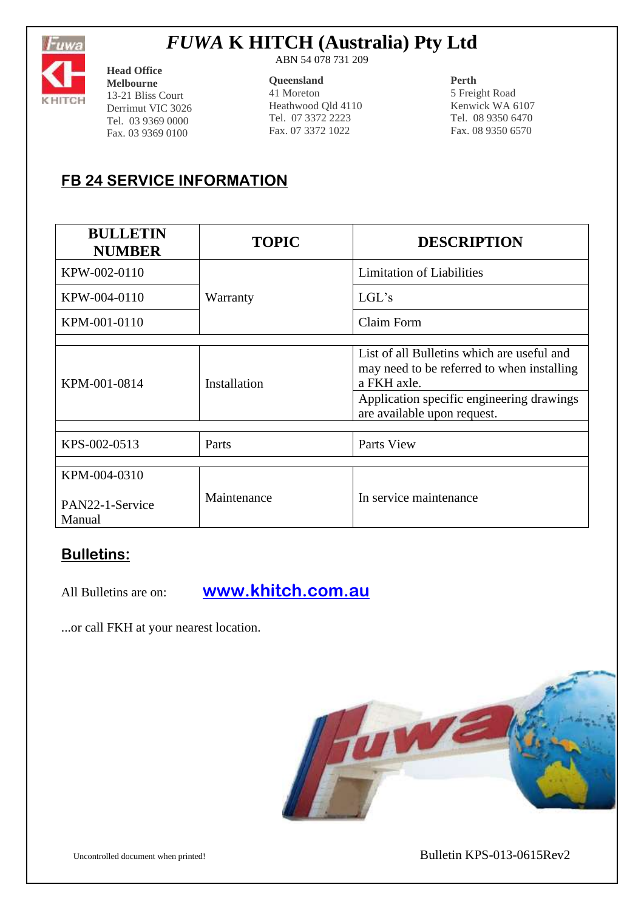# *FUWA* K HITCH (Australia) Pty Ltd

ABN 54 078 731 209

**Head Office**
**Melbourne**
13-21 Bliss Court
Derrimut VIC 3026
Tel. 03 9369 0000
Fax. 03 9369 0100

**Queensland**
41 Moreton
Heathwood Qld 4110
Tel. 07 3372 2223
Fax. 07 3372 1022

**Perth**
5 Freight Road
Kenwick WA 6107
Tel. 08 9350 6470
Fax. 08 9350 6570

## FB 24 SERVICE INFORMATION

| BULLETIN NUMBER | TOPIC | DESCRIPTION |
|---|---|---|
| KPW-002-0110 | Warranty | Limitation of Liabilities |
| KPW-004-0110 | | LGL's |
| KPM-001-0110 | | Claim Form |
| | | |
| KPM-001-0814 | Installation | List of all Bulletins which are useful and may need to be referred to when installing a FKH axle. |
| | | Application specific engineering drawings are available upon request. |
| | | |
| KPS-002-0513 | Parts | Parts View |
| | | |
| KPM-004-0310<br>PAN22-1-Service Manual | Maintenance | In service maintenance |

## Bulletins:

All Bulletins are on: **www.khitch.com.au**

...or call FKH at your nearest location.

Uncontrolled document when printed!

Bulletin KPS-013-0615Rev2